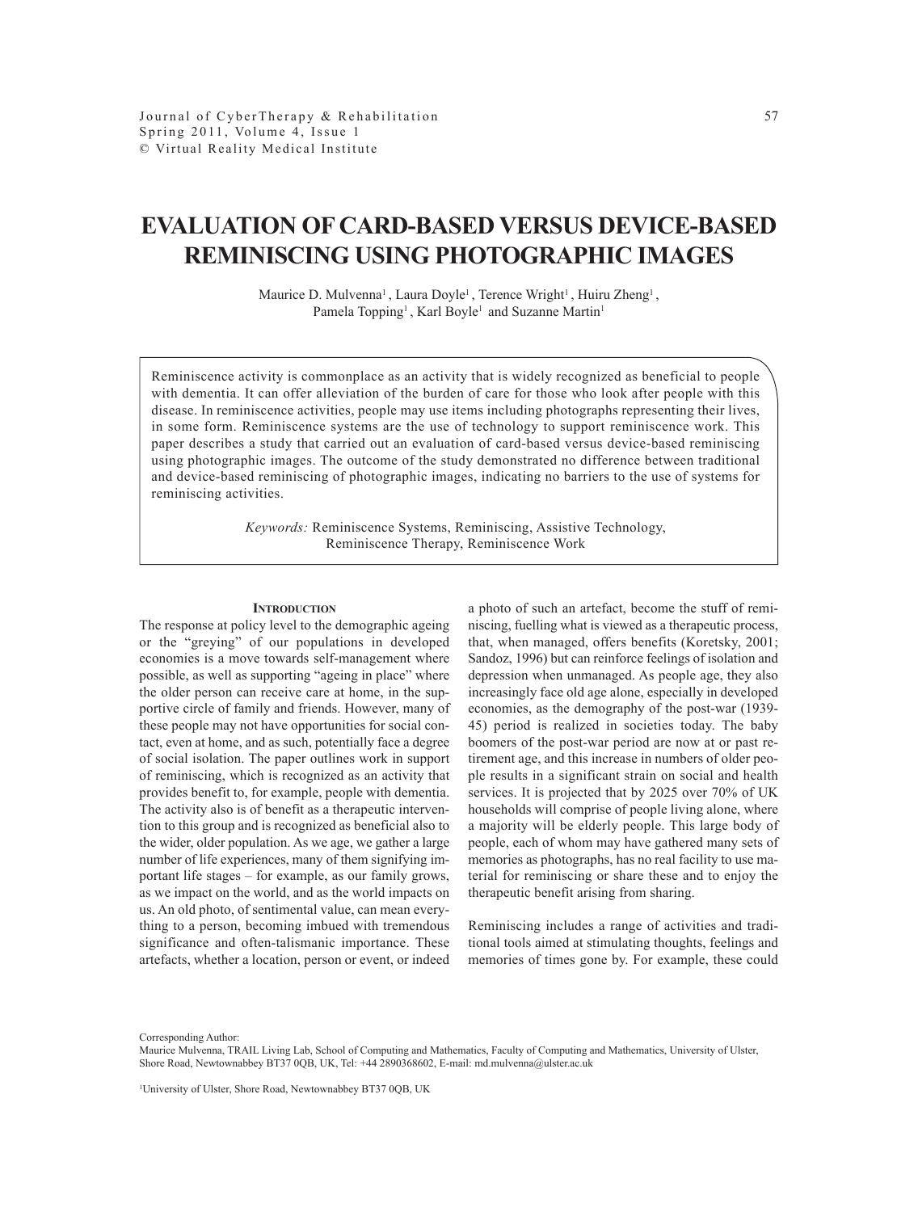# EVALUATION OF CARD-BASED VERSUS DEVICE-BASED REMINISCING USING PHOTOGRAPHIC IMAGES

Maurice D. Mulvenna[1], Laura Doyle[1], Terence Wright[1], Huiru Zheng[1], Pamela Topping[1], Karl Boyle[1] and Suzanne Martin[1]

Reminiscence activity is commonplace as an activity that is widely recognized as beneficial to people with dementia. It can offer alleviation of the burden of care for those who look after people with this disease. In reminiscence activities, people may use items including photographs representing their lives, in some form. Reminiscence systems are the use of technology to support reminiscence work. This paper describes a study that carried out an evaluation of card-based versus device-based reminiscing using photographic images. The outcome of the study demonstrated no difference between traditional and device-based reminiscing of photographic images, indicating no barriers to the use of systems for reminiscing activities.

*Keywords:* Reminiscence Systems, Reminiscing, Assistive Technology, Reminiscence Therapy, Reminiscence Work

## Introduction

The response at policy level to the demographic ageing or the "greying" of our populations in developed economies is a move towards self-management where possible, as well as supporting "ageing in place" where the older person can receive care at home, in the supportive circle of family and friends. However, many of these people may not have opportunities for social contact, even at home, and as such, potentially face a degree of social isolation. The paper outlines work in support of reminiscing, which is recognized as an activity that provides benefit to, for example, people with dementia. The activity also is of benefit as a therapeutic intervention to this group and is recognized as beneficial also to the wider, older population. As we age, we gather a large number of life experiences, many of them signifying important life stages – for example, as our family grows, as we impact on the world, and as the world impacts on us. An old photo, of sentimental value, can mean everything to a person, becoming imbued with tremendous significance and often-talismanic importance. These artefacts, whether a location, person or event, or indeed a photo of such an artefact, become the stuff of reminiscing, fuelling what is viewed as a therapeutic process, that, when managed, offers benefits (Koretsky, 2001; Sandoz, 1996) but can reinforce feelings of isolation and depression when unmanaged. As people age, they also increasingly face old age alone, especially in developed economies, as the demography of the post-war (1939-45) period is realized in societies today. The baby boomers of the post-war period are now at or past retirement age, and this increase in numbers of older people results in a significant strain on social and health services. It is projected that by 2025 over 70% of UK households will comprise of people living alone, where a majority will be elderly people. This large body of people, each of whom may have gathered many sets of memories as photographs, has no real facility to use material for reminiscing or share these and to enjoy the therapeutic benefit arising from sharing.

Reminiscing includes a range of activities and traditional tools aimed at stimulating thoughts, feelings and memories of times gone by. For example, these could

Corresponding Author:
Maurice Mulvenna, TRAIL Living Lab, School of Computing and Mathematics, Faculty of Computing and Mathematics, University of Ulster, Shore Road, Newtownabbey BT37 0QB, UK, Tel: +44 2890368602, E-mail: md.mulvenna@ulster.ac.uk

[1]University of Ulster, Shore Road, Newtownabbey BT37 0QB, UK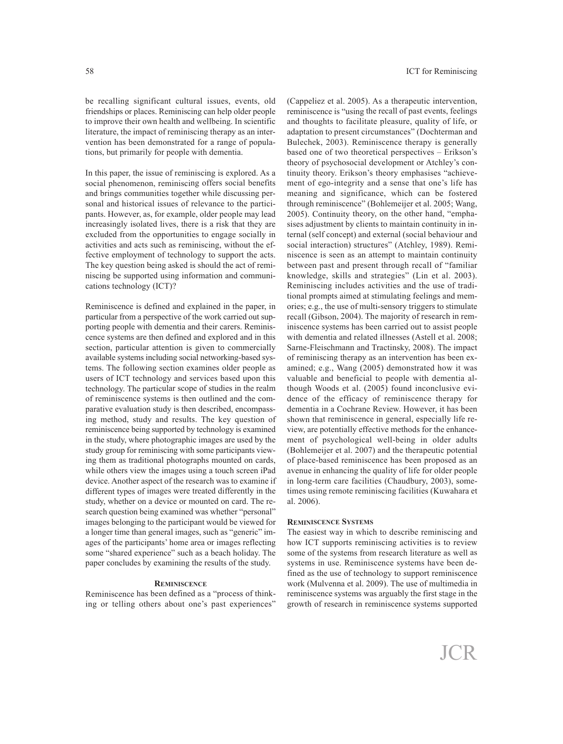be recalling significant cultural issues, events, old friendships or places. Reminiscing can help older people to improve their own health and wellbeing. In scientific literature, the impact of reminiscing therapy as an intervention has been demonstrated for a range of populations, but primarily for people with dementia.

In this paper, the issue of reminiscing is explored. As a social phenomenon, reminiscing offers social benefits and brings communities together while discussing personal and historical issues of relevance to the participants. However, as, for example, older people may lead increasingly isolated lives, there is a risk that they are excluded from the opportunities to engage socially in activities and acts such as reminiscing, without the effective employment of technology to support the acts. The key question being asked is should the act of reminiscing be supported using information and communications technology (ICT)?

Reminiscence is defined and explained in the paper, in particular from a perspective of the work carried out supporting people with dementia and their carers. Reminiscence systems are then defined and explored and in this section, particular attention is given to commercially available systems including social networking-based systems. The following section examines older people as users of ICT technology and services based upon this technology. The particular scope of studies in the realm of reminiscence systems is then outlined and the comparative evaluation study is then described, encompassing method, study and results. The key question of reminiscence being supported by technology is examined in the study, where photographic images are used by the study group for reminiscing with some participants viewing them as traditional photographs mounted on cards, while others view the images using a touch screen iPad device. Another aspect of the research was to examine if different types of images were treated differently in the study, whether on a device or mounted on card. The research question being examined was whether "personal" images belonging to the participant would be viewed for a longer time than general images, such as "generic" images of the participants' home area or images reflecting some "shared experience" such as a beach holiday. The paper concludes by examining the results of the study.

## Reminiscence

Reminiscence has been defined as a "process of thinking or telling others about one's past experiences" (Cappeliez et al. 2005). As a therapeutic intervention, reminiscence is "using the recall of past events, feelings and thoughts to facilitate pleasure, quality of life, or adaptation to present circumstances" (Dochterman and Bulechek, 2003). Reminiscence therapy is generally based one of two theoretical perspectives – Erikson's theory of psychosocial development or Atchley's continuity theory. Erikson's theory emphasises "achievement of ego-integrity and a sense that one's life has meaning and significance, which can be fostered through reminiscence" (Bohlemeijer et al. 2005; Wang, 2005). Continuity theory, on the other hand, "emphasises adjustment by clients to maintain continuity in internal (self concept) and external (social behaviour and social interaction) structures" (Atchley, 1989). Reminiscence is seen as an attempt to maintain continuity between past and present through recall of "familiar knowledge, skills and strategies" (Lin et al. 2003). Reminiscing includes activities and the use of traditional prompts aimed at stimulating feelings and memories; e.g., the use of multi-sensory triggers to stimulate recall (Gibson, 2004). The majority of research in reminiscence systems has been carried out to assist people with dementia and related illnesses (Astell et al. 2008; Sarne-Fleischmann and Tractinsky, 2008). The impact of reminiscing therapy as an intervention has been examined; e.g., Wang (2005) demonstrated how it was valuable and beneficial to people with dementia although Woods et al. (2005) found inconclusive evidence of the efficacy of reminiscence therapy for dementia in a Cochrane Review. However, it has been shown that reminiscence in general, especially life review, are potentially effective methods for the enhancement of psychological well-being in older adults (Bohlemeijer et al. 2007) and the therapeutic potential of place-based reminiscence has been proposed as an avenue in enhancing the quality of life for older people in long-term care facilities (Chaudbury, 2003), sometimes using remote reminiscing facilities (Kuwahara et al. 2006).

## Reminiscence Systems

The easiest way in which to describe reminiscing and how ICT supports reminiscing activities is to review some of the systems from research literature as well as systems in use. Reminiscence systems have been defined as the use of technology to support reminiscence work (Mulvenna et al. 2009). The use of multimedia in reminiscence systems was arguably the first stage in the growth of research in reminiscence systems supported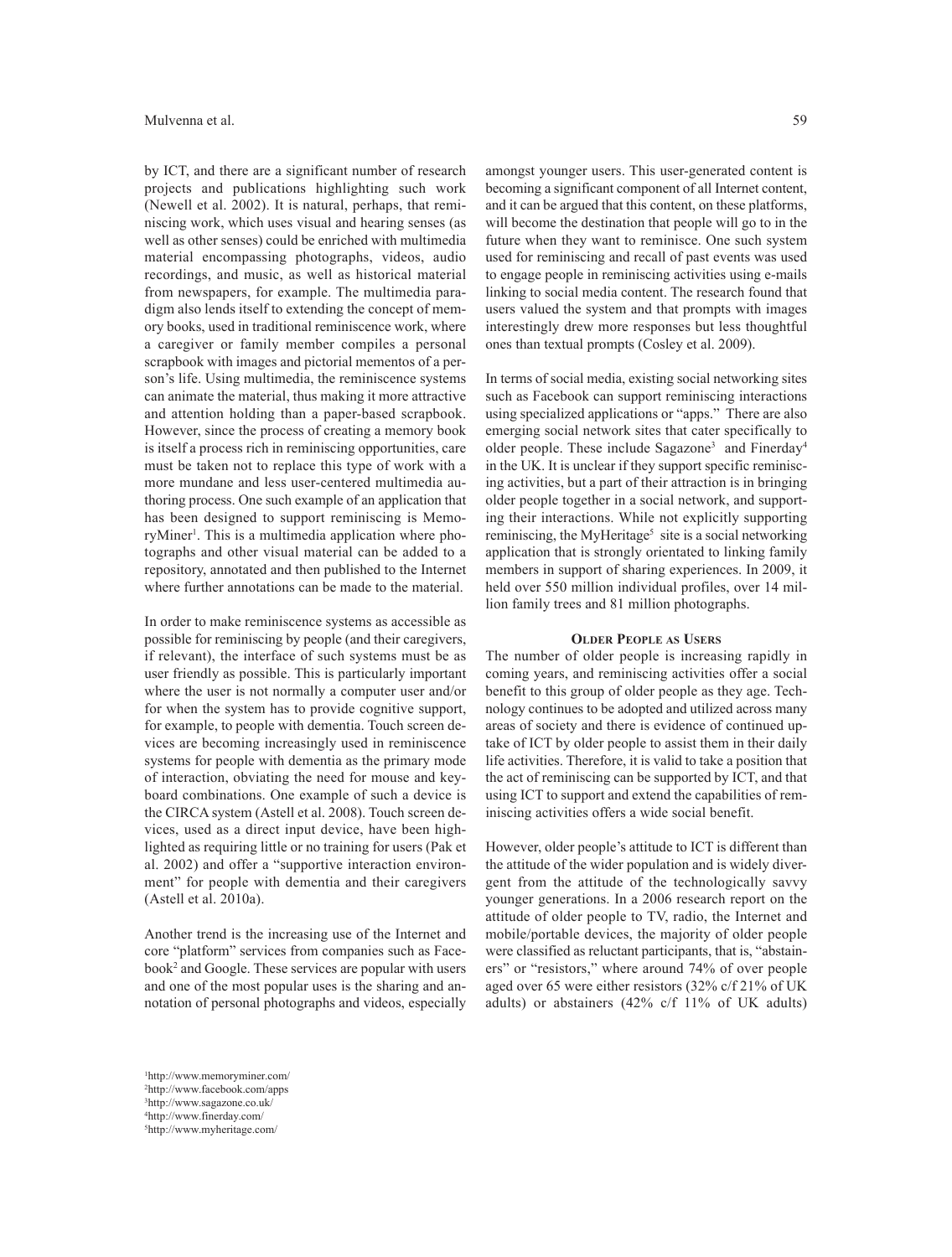by ICT, and there are a significant number of research projects and publications highlighting such work (Newell et al. 2002). It is natural, perhaps, that reminiscing work, which uses visual and hearing senses (as well as other senses) could be enriched with multimedia material encompassing photographs, videos, audio recordings, and music, as well as historical material from newspapers, for example. The multimedia paradigm also lends itself to extending the concept of memory books, used in traditional reminiscence work, where a caregiver or family member compiles a personal scrapbook with images and pictorial mementos of a person's life. Using multimedia, the reminiscence systems can animate the material, thus making it more attractive and attention holding than a paper-based scrapbook. However, since the process of creating a memory book is itself a process rich in reminiscing opportunities, care must be taken not to replace this type of work with a more mundane and less user-centered multimedia authoring process. One such example of an application that has been designed to support reminiscing is MemoryMiner[1]. This is a multimedia application where photographs and other visual material can be added to a repository, annotated and then published to the Internet where further annotations can be made to the material.

In order to make reminiscence systems as accessible as possible for reminiscing by people (and their caregivers, if relevant), the interface of such systems must be as user friendly as possible. This is particularly important where the user is not normally a computer user and/or for when the system has to provide cognitive support, for example, to people with dementia. Touch screen devices are becoming increasingly used in reminiscence systems for people with dementia as the primary mode of interaction, obviating the need for mouse and keyboard combinations. One example of such a device is the CIRCA system (Astell et al. 2008). Touch screen devices, used as a direct input device, have been highlighted as requiring little or no training for users (Pak et al. 2002) and offer a "supportive interaction environment" for people with dementia and their caregivers (Astell et al. 2010a).

Another trend is the increasing use of the Internet and core "platform" services from companies such as Facebook[2] and Google. These services are popular with users and one of the most popular uses is the sharing and annotation of personal photographs and videos, especially amongst younger users. This user-generated content is becoming a significant component of all Internet content, and it can be argued that this content, on these platforms, will become the destination that people will go to in the future when they want to reminisce. One such system used for reminiscing and recall of past events was used to engage people in reminiscing activities using e-mails linking to social media content. The research found that users valued the system and that prompts with images interestingly drew more responses but less thoughtful ones than textual prompts (Cosley et al. 2009).

In terms of social media, existing social networking sites such as Facebook can support reminiscing interactions using specialized applications or "apps." There are also emerging social network sites that cater specifically to older people. These include Sagazone[3] and Finerday[4] in the UK. It is unclear if they support specific reminiscing activities, but a part of their attraction is in bringing older people together in a social network, and supporting their interactions. While not explicitly supporting reminiscing, the MyHeritage[5] site is a social networking application that is strongly orientated to linking family members in support of sharing experiences. In 2009, it held over 550 million individual profiles, over 14 million family trees and 81 million photographs.

## Older People as Users

The number of older people is increasing rapidly in coming years, and reminiscing activities offer a social benefit to this group of older people as they age. Technology continues to be adopted and utilized across many areas of society and there is evidence of continued uptake of ICT by older people to assist them in their daily life activities. Therefore, it is valid to take a position that the act of reminiscing can be supported by ICT, and that using ICT to support and extend the capabilities of reminiscing activities offers a wide social benefit.

However, older people's attitude to ICT is different than the attitude of the wider population and is widely divergent from the attitude of the technologically savvy younger generations. In a 2006 research report on the attitude of older people to TV, radio, the Internet and mobile/portable devices, the majority of older people were classified as reluctant participants, that is, "abstainers" or "resistors," where around 74% of over people aged over 65 were either resistors (32% c/f 21% of UK adults) or abstainers (42% c/f 11% of UK adults)

[1]http://www.memoryminer.com/
[2]http://www.facebook.com/apps
[3]http://www.sagazone.co.uk/
[4]http://www.finerday.com/
[5]http://www.myheritage.com/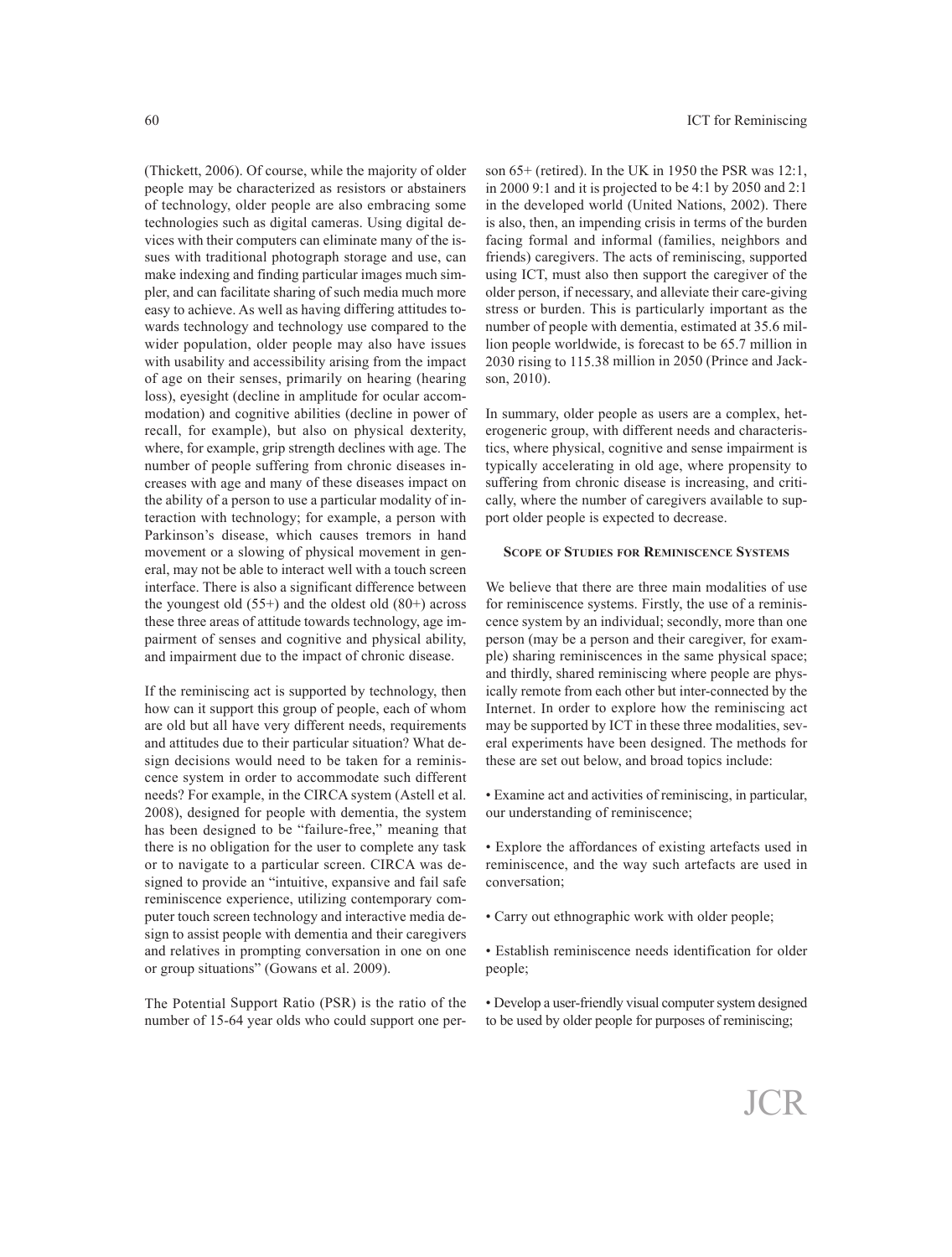(Thickett, 2006). Of course, while the majority of older people may be characterized as resistors or abstainers of technology, older people are also embracing some technologies such as digital cameras. Using digital devices with their computers can eliminate many of the issues with traditional photograph storage and use, can make indexing and finding particular images much simpler, and can facilitate sharing of such media much more easy to achieve. As well as having differing attitudes towards technology and technology use compared to the wider population, older people may also have issues with usability and accessibility arising from the impact of age on their senses, primarily on hearing (hearing loss), eyesight (decline in amplitude for ocular accommodation) and cognitive abilities (decline in power of recall, for example), but also on physical dexterity, where, for example, grip strength declines with age. The number of people suffering from chronic diseases increases with age and many of these diseases impact on the ability of a person to use a particular modality of interaction with technology; for example, a person with Parkinson's disease, which causes tremors in hand movement or a slowing of physical movement in general, may not be able to interact well with a touch screen interface. There is also a significant difference between the youngest old (55+) and the oldest old (80+) across these three areas of attitude towards technology, age impairment of senses and cognitive and physical ability, and impairment due to the impact of chronic disease.

If the reminiscing act is supported by technology, then how can it support this group of people, each of whom are old but all have very different needs, requirements and attitudes due to their particular situation? What design decisions would need to be taken for a reminiscence system in order to accommodate such different needs? For example, in the CIRCA system (Astell et al. 2008), designed for people with dementia, the system has been designed to be "failure-free," meaning that there is no obligation for the user to complete any task or to navigate to a particular screen. CIRCA was designed to provide an "intuitive, expansive and fail safe reminiscence experience, utilizing contemporary computer touch screen technology and interactive media design to assist people with dementia and their caregivers and relatives in prompting conversation in one on one or group situations" (Gowans et al. 2009).

The Potential Support Ratio (PSR) is the ratio of the number of 15-64 year olds who could support one person 65+ (retired). In the UK in 1950 the PSR was 12:1, in 2000 9:1 and it is projected to be 4:1 by 2050 and 2:1 in the developed world (United Nations, 2002). There is also, then, an impending crisis in terms of the burden facing formal and informal (families, neighbors and friends) caregivers. The acts of reminiscing, supported using ICT, must also then support the caregiver of the older person, if necessary, and alleviate their care-giving stress or burden. This is particularly important as the number of people with dementia, estimated at 35.6 million people worldwide, is forecast to be 65.7 million in 2030 rising to 115.38 million in 2050 (Prince and Jackson, 2010).

In summary, older people as users are a complex, heterogeneric group, with different needs and characteristics, where physical, cognitive and sense impairment is typically accelerating in old age, where propensity to suffering from chronic disease is increasing, and critically, where the number of caregivers available to support older people is expected to decrease.

### Scope of Studies for Reminiscence Systems

We believe that there are three main modalities of use for reminiscence systems. Firstly, the use of a reminiscence system by an individual; secondly, more than one person (may be a person and their caregiver, for example) sharing reminiscences in the same physical space; and thirdly, shared reminiscing where people are physically remote from each other but inter-connected by the Internet. In order to explore how the reminiscing act may be supported by ICT in these three modalities, several experiments have been designed. The methods for these are set out below, and broad topics include:

- Examine act and activities of reminiscing, in particular, our understanding of reminiscence;
- Explore the affordances of existing artefacts used in reminiscence, and the way such artefacts are used in conversation;
- Carry out ethnographic work with older people;
- Establish reminiscence needs identification for older people;
- Develop a user-friendly visual computer system designed to be used by older people for purposes of reminiscing;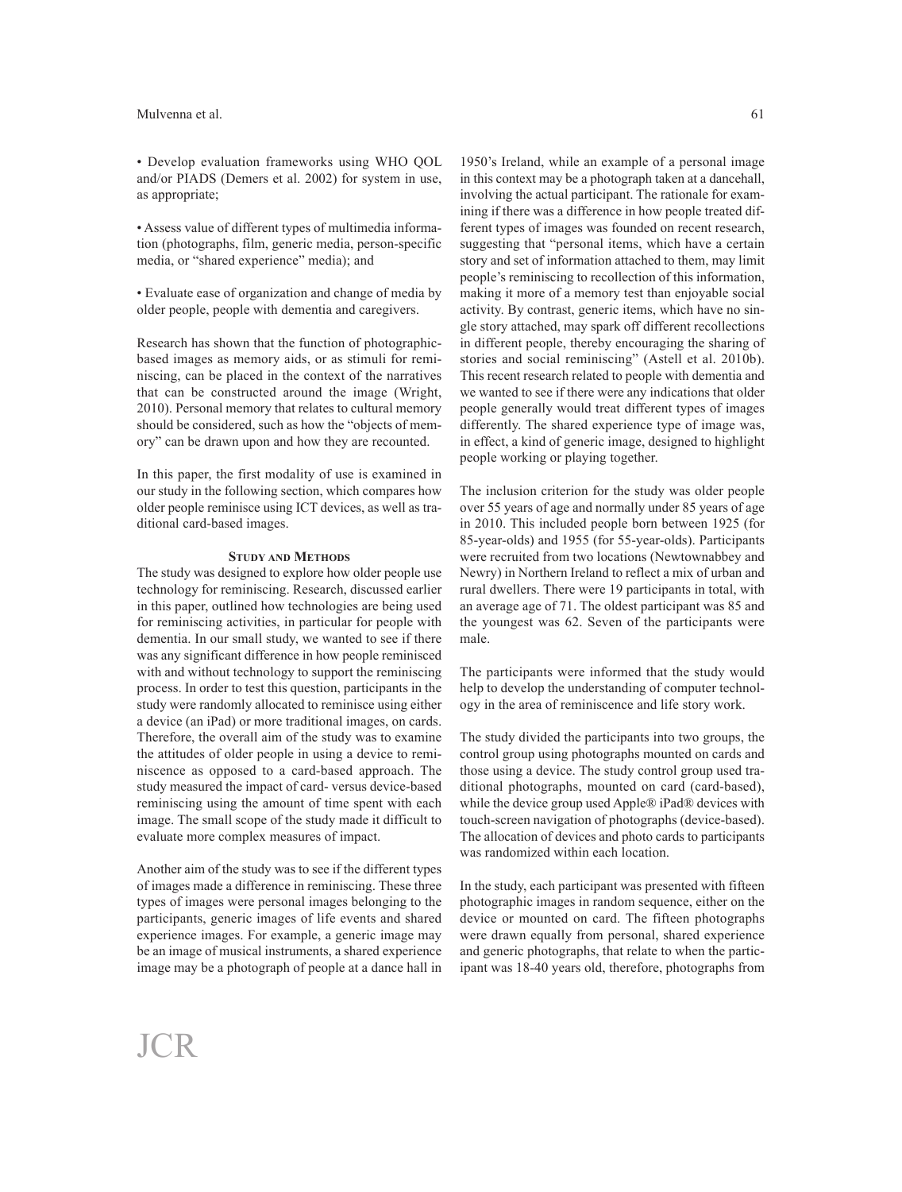• Develop evaluation frameworks using WHO QOL and/or PIADS (Demers et al. 2002) for system in use, as appropriate;

• Assess value of different types of multimedia information (photographs, film, generic media, person-specific media, or "shared experience" media); and

• Evaluate ease of organization and change of media by older people, people with dementia and caregivers.

Research has shown that the function of photographic-based images as memory aids, or as stimuli for reminiscing, can be placed in the context of the narratives that can be constructed around the image (Wright, 2010). Personal memory that relates to cultural memory should be considered, such as how the "objects of memory" can be drawn upon and how they are recounted.

In this paper, the first modality of use is examined in our study in the following section, which compares how older people reminisce using ICT devices, as well as traditional card-based images.

## Study and Methods

The study was designed to explore how older people use technology for reminiscing. Research, discussed earlier in this paper, outlined how technologies are being used for reminiscing activities, in particular for people with dementia. In our small study, we wanted to see if there was any significant difference in how people reminisced with and without technology to support the reminiscing process. In order to test this question, participants in the study were randomly allocated to reminisce using either a device (an iPad) or more traditional images, on cards. Therefore, the overall aim of the study was to examine the attitudes of older people in using a device to reminiscence as opposed to a card-based approach. The study measured the impact of card- versus device-based reminiscing using the amount of time spent with each image. The small scope of the study made it difficult to evaluate more complex measures of impact.

Another aim of the study was to see if the different types of images made a difference in reminiscing. These three types of images were personal images belonging to the participants, generic images of life events and shared experience images. For example, a generic image may be an image of musical instruments, a shared experience image may be a photograph of people at a dance hall in 1950's Ireland, while an example of a personal image in this context may be a photograph taken at a dancehall, involving the actual participant. The rationale for examining if there was a difference in how people treated different types of images was founded on recent research, suggesting that "personal items, which have a certain story and set of information attached to them, may limit people's reminiscing to recollection of this information, making it more of a memory test than enjoyable social activity. By contrast, generic items, which have no single story attached, may spark off different recollections in different people, thereby encouraging the sharing of stories and social reminiscing" (Astell et al. 2010b). This recent research related to people with dementia and we wanted to see if there were any indications that older people generally would treat different types of images differently. The shared experience type of image was, in effect, a kind of generic image, designed to highlight people working or playing together.

The inclusion criterion for the study was older people over 55 years of age and normally under 85 years of age in 2010. This included people born between 1925 (for 85-year-olds) and 1955 (for 55-year-olds). Participants were recruited from two locations (Newtownabbey and Newry) in Northern Ireland to reflect a mix of urban and rural dwellers. There were 19 participants in total, with an average age of 71. The oldest participant was 85 and the youngest was 62. Seven of the participants were male.

The participants were informed that the study would help to develop the understanding of computer technology in the area of reminiscence and life story work.

The study divided the participants into two groups, the control group using photographs mounted on cards and those using a device. The study control group used traditional photographs, mounted on card (card-based), while the device group used Apple® iPad® devices with touch-screen navigation of photographs (device-based). The allocation of devices and photo cards to participants was randomized within each location.

In the study, each participant was presented with fifteen photographic images in random sequence, either on the device or mounted on card. The fifteen photographs were drawn equally from personal, shared experience and generic photographs, that relate to when the participant was 18-40 years old, therefore, photographs from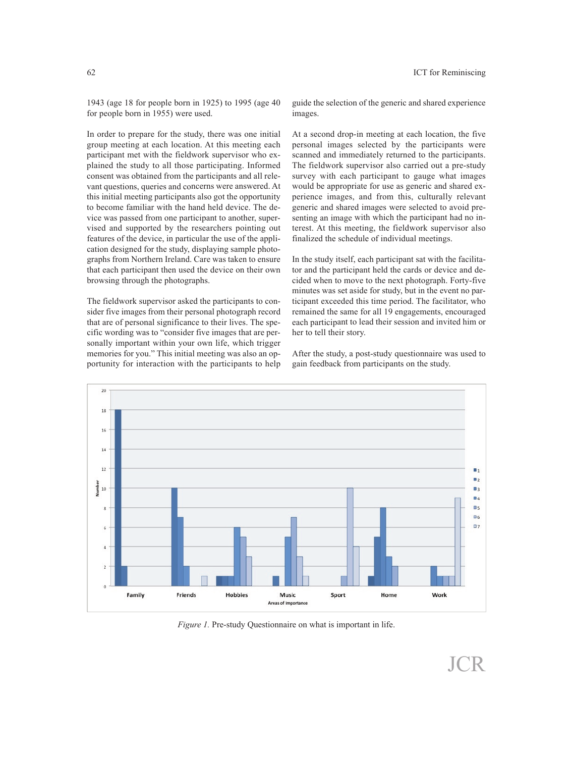1943 (age 18 for people born in 1925) to 1995 (age 40 for people born in 1955) were used.

In order to prepare for the study, there was one initial group meeting at each location. At this meeting each participant met with the fieldwork supervisor who explained the study to all those participating. Informed consent was obtained from the participants and all relevant questions, queries and concerns were answered. At this initial meeting participants also got the opportunity to become familiar with the hand held device. The device was passed from one participant to another, supervised and supported by the researchers pointing out features of the device, in particular the use of the application designed for the study, displaying sample photographs from Northern Ireland. Care was taken to ensure that each participant then used the device on their own browsing through the photographs.

The fieldwork supervisor asked the participants to consider five images from their personal photograph record that are of personal significance to their lives. The specific wording was to "consider five images that are personally important within your own life, which trigger memories for you." This initial meeting was also an opportunity for interaction with the participants to help guide the selection of the generic and shared experience images.

At a second drop-in meeting at each location, the five personal images selected by the participants were scanned and immediately returned to the participants. The fieldwork supervisor also carried out a pre-study survey with each participant to gauge what images would be appropriate for use as generic and shared experience images, and from this, culturally relevant generic and shared images were selected to avoid presenting an image with which the participant had no interest. At this meeting, the fieldwork supervisor also finalized the schedule of individual meetings.

In the study itself, each participant sat with the facilitator and the participant held the cards or device and decided when to move to the next photograph. Forty-five minutes was set aside for study, but in the event no participant exceeded this time period. The facilitator, who remained the same for all 19 engagements, encouraged each participant to lead their session and invited him or her to tell their story.

After the study, a post-study questionnaire was used to gain feedback from participants on the study.

*Figure 1.* Pre-study Questionnaire on what is important in life.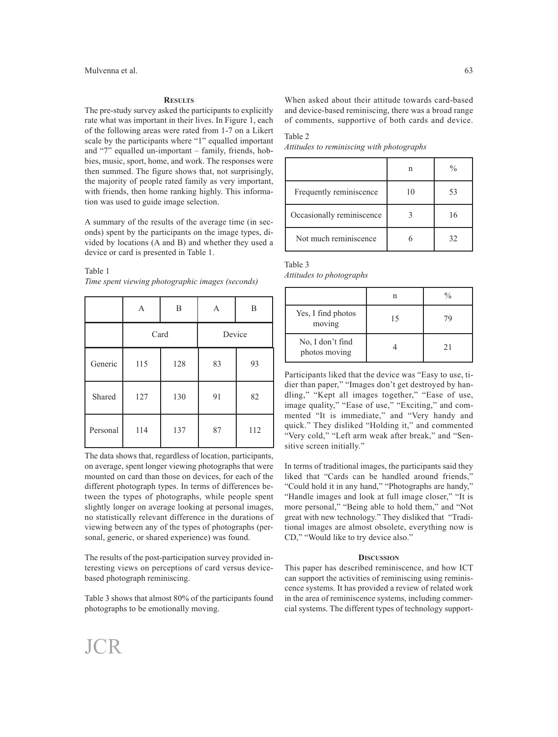## Results

The pre-study survey asked the participants to explicitly rate what was important in their lives. In Figure 1, each of the following areas were rated from 1-7 on a Likert scale by the participants where "1" equalled important and "7" equalled un-important – family, friends, hobbies, music, sport, home, and work. The responses were then summed. The figure shows that, not surprisingly, the majority of people rated family as very important, with friends, then home ranking highly. This information was used to guide image selection.

A summary of the results of the average time (in seconds) spent by the participants on the image types, divided by locations (A and B) and whether they used a device or card is presented in Table 1.

Table 1

*Time spent viewing photographic images (seconds)*

| | A | B | A | B |
|---|---|---|---|---|
| | Card | | Device | |
| Generic | 115 | 128 | 83 | 93 |
| Shared | 127 | 130 | 91 | 82 |
| Personal | 114 | 137 | 87 | 112 |

The data shows that, regardless of location, participants, on average, spent longer viewing photographs that were mounted on card than those on devices, for each of the different photograph types. In terms of differences between the types of photographs, while people spent slightly longer on average looking at personal images, no statistically relevant difference in the durations of viewing between any of the types of photographs (personal, generic, or shared experience) was found.

The results of the post-participation survey provided interesting views on perceptions of card versus device-based photograph reminiscing.

Table 3 shows that almost 80% of the participants found photographs to be emotionally moving.

When asked about their attitude towards card-based and device-based reminiscing, there was a broad range of comments, supportive of both cards and device.

Table 2

*Attitudes to reminiscing with photographs*

| | n | % |
|---|---|---|
| Frequently reminiscence | 10 | 53 |
| Occasionally reminiscence | 3 | 16 |
| Not much reminiscence | 6 | 32 |

Table 3

*Attitudes to photographs*

| | n | % |
|---|---|---|
| Yes, I find photos moving | 15 | 79 |
| No, I don't find photos moving | 4 | 21 |

Participants liked that the device was "Easy to use, tidier than paper," "Images don't get destroyed by handling," "Kept all images together," "Ease of use, image quality," "Ease of use," "Exciting," and commented "It is immediate," and "Very handy and quick." They disliked "Holding it," and commented "Very cold," "Left arm weak after break," and "Sensitive screen initially."

In terms of traditional images, the participants said they liked that "Cards can be handled around friends," "Could hold it in any hand," "Photographs are handy," "Handle images and look at full image closer," "It is more personal," "Being able to hold them," and "Not great with new technology." They disliked that "Traditional images are almost obsolete, everything now is CD," "Would like to try device also."

## Discussion

This paper has described reminiscence, and how ICT can support the activities of reminiscing using reminiscence systems. It has provided a review of related work in the area of reminiscence systems, including commercial systems. The different types of technology support-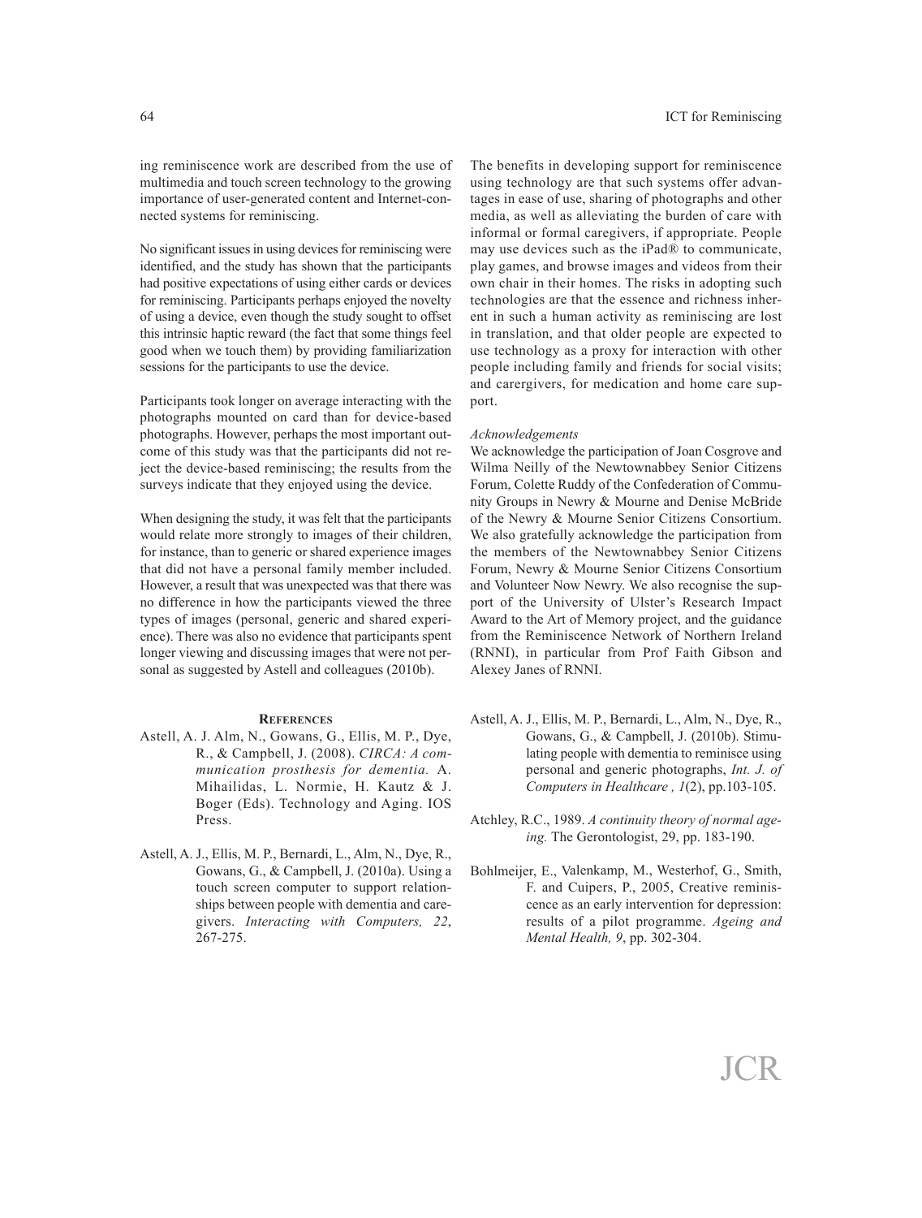ing reminiscence work are described from the use of multimedia and touch screen technology to the growing importance of user-generated content and Internet-connected systems for reminiscing.

No significant issues in using devices for reminiscing were identified, and the study has shown that the participants had positive expectations of using either cards or devices for reminiscing. Participants perhaps enjoyed the novelty of using a device, even though the study sought to offset this intrinsic haptic reward (the fact that some things feel good when we touch them) by providing familiarization sessions for the participants to use the device.

Participants took longer on average interacting with the photographs mounted on card than for device-based photographs. However, perhaps the most important outcome of this study was that the participants did not reject the device-based reminiscing; the results from the surveys indicate that they enjoyed using the device.

When designing the study, it was felt that the participants would relate more strongly to images of their children, for instance, than to generic or shared experience images that did not have a personal family member included. However, a result that was unexpected was that there was no difference in how the participants viewed the three types of images (personal, generic and shared experience). There was also no evidence that participants spent longer viewing and discussing images that were not personal as suggested by Astell and colleagues (2010b).

The benefits in developing support for reminiscence using technology are that such systems offer advantages in ease of use, sharing of photographs and other media, as well as alleviating the burden of care with informal or formal caregivers, if appropriate. People may use devices such as the iPad® to communicate, play games, and browse images and videos from their own chair in their homes. The risks in adopting such technologies are that the essence and richness inherent in such a human activity as reminiscing are lost in translation, and that older people are expected to use technology as a proxy for interaction with other people including family and friends for social visits; and carergivers, for medication and home care support.

*Acknowledgements*

We acknowledge the participation of Joan Cosgrove and Wilma Neilly of the Newtownabbey Senior Citizens Forum, Colette Ruddy of the Confederation of Community Groups in Newry & Mourne and Denise McBride of the Newry & Mourne Senior Citizens Consortium. We also gratefully acknowledge the participation from the members of the Newtownabbey Senior Citizens Forum, Newry & Mourne Senior Citizens Consortium and Volunteer Now Newry. We also recognise the support of the University of Ulster's Research Impact Award to the Art of Memory project, and the guidance from the Reminiscence Network of Northern Ireland (RNNI), in particular from Prof Faith Gibson and Alexey Janes of RNNI.

## References

Astell, A. J. Alm, N., Gowans, G., Ellis, M. P., Dye, R., & Campbell, J. (2008). *CIRCA: A communication prosthesis for dementia.* A. Mihailidas, L. Normie, H. Kautz & J. Boger (Eds). Technology and Aging. IOS Press.

Astell, A. J., Ellis, M. P., Bernardi, L., Alm, N., Dye, R., Gowans, G., & Campbell, J. (2010a). Using a touch screen computer to support relationships between people with dementia and caregivers. *Interacting with Computers, 22*, 267-275.

Astell, A. J., Ellis, M. P., Bernardi, L., Alm, N., Dye, R., Gowans, G., & Campbell, J. (2010b). Stimulating people with dementia to reminisce using personal and generic photographs, *Int. J. of Computers in Healthcare , 1*(2), pp.103-105.

Atchley, R.C., 1989. *A continuity theory of normal ageing.* The Gerontologist, 29, pp. 183-190.

Bohlmeijer, E., Valenkamp, M., Westerhof, G., Smith, F. and Cuipers, P., 2005, Creative reminiscence as an early intervention for depression: results of a pilot programme. *Ageing and Mental Health, 9*, pp. 302-304.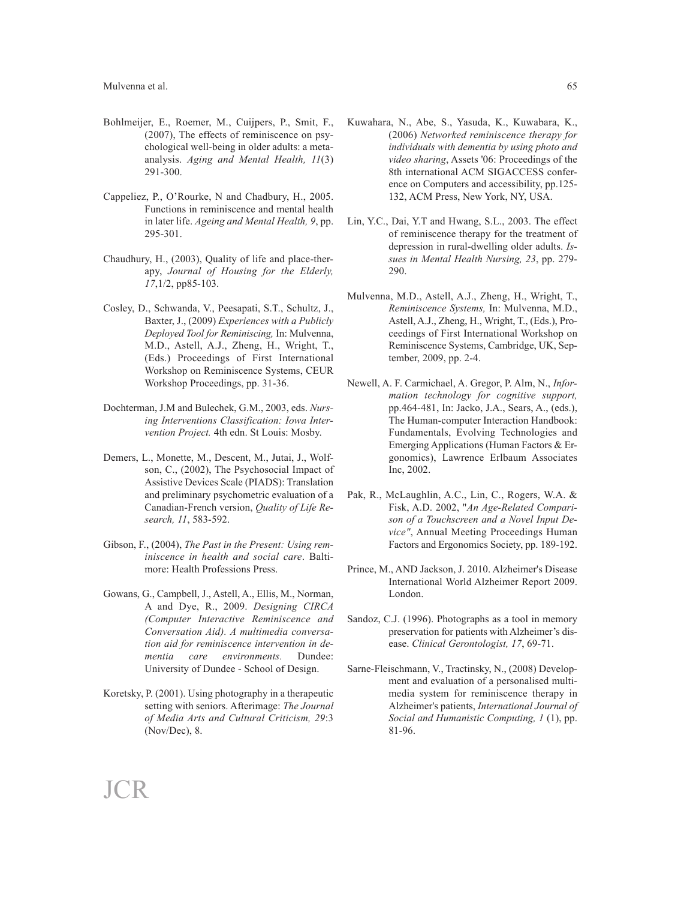Bohlmeijer, E., Roemer, M., Cuijpers, P., Smit, F., (2007), The effects of reminiscence on psychological well-being in older adults: a meta-analysis. *Aging and Mental Health, 11*(3) 291-300.

Cappeliez, P., O'Rourke, N and Chadbury, H., 2005. Functions in reminiscence and mental health in later life. *Ageing and Mental Health, 9*, pp. 295-301.

Chaudhury, H., (2003), Quality of life and place-therapy, *Journal of Housing for the Elderly, 17*,1/2, pp85-103.

Cosley, D., Schwanda, V., Peesapati, S.T., Schultz, J., Baxter, J., (2009) *Experiences with a Publicly Deployed Tool for Reminiscing,* In: Mulvenna, M.D., Astell, A.J., Zheng, H., Wright, T., (Eds.) Proceedings of First International Workshop on Reminiscence Systems, CEUR Workshop Proceedings, pp. 31-36.

Dochterman, J.M and Bulechek, G.M., 2003, eds. *Nursing Interventions Classification: Iowa Intervention Project.* 4th edn. St Louis: Mosby.

Demers, L., Monette, M., Descent, M., Jutai, J., Wolfson, C., (2002), The Psychosocial Impact of Assistive Devices Scale (PIADS): Translation and preliminary psychometric evaluation of a Canadian-French version, *Quality of Life Research, 11*, 583-592.

Gibson, F., (2004), *The Past in the Present: Using reminiscence in health and social care*. Baltimore: Health Professions Press.

Gowans, G., Campbell, J., Astell, A., Ellis, M., Norman, A and Dye, R., 2009. *Designing CIRCA (Computer Interactive Reminiscence and Conversation Aid). A multimedia conversation aid for reminiscence intervention in dementia care environments.* Dundee: University of Dundee - School of Design.

Koretsky, P. (2001). Using photography in a therapeutic setting with seniors. Afterimage: *The Journal of Media Arts and Cultural Criticism, 29*:3 (Nov/Dec), 8.

Kuwahara, N., Abe, S., Yasuda, K., Kuwabara, K., (2006) *Networked reminiscence therapy for individuals with dementia by using photo and video sharing*, Assets '06: Proceedings of the 8th international ACM SIGACCESS conference on Computers and accessibility, pp.125-132, ACM Press, New York, NY, USA.

Lin, Y.C., Dai, Y.T and Hwang, S.L., 2003. The effect of reminiscence therapy for the treatment of depression in rural-dwelling older adults. *Issues in Mental Health Nursing, 23*, pp. 279-290.

Mulvenna, M.D., Astell, A.J., Zheng, H., Wright, T., *Reminiscence Systems,* In: Mulvenna, M.D., Astell, A.J., Zheng, H., Wright, T., (Eds.), Proceedings of First International Workshop on Reminiscence Systems, Cambridge, UK, September, 2009, pp. 2-4.

Newell, A. F. Carmichael, A. Gregor, P. Alm, N., *Information technology for cognitive support,* pp.464-481, In: Jacko, J.A., Sears, A., (eds.), The Human-computer Interaction Handbook: Fundamentals, Evolving Technologies and Emerging Applications (Human Factors & Ergonomics), Lawrence Erlbaum Associates Inc, 2002.

Pak, R., McLaughlin, A.C., Lin, C., Rogers, W.A. & Fisk, A.D. 2002, "*An Age-Related Comparison of a Touchscreen and a Novel Input Device"*, Annual Meeting Proceedings Human Factors and Ergonomics Society, pp. 189-192.

Prince, M., AND Jackson, J. 2010. Alzheimer's Disease International World Alzheimer Report 2009. London.

Sandoz, C.J. (1996). Photographs as a tool in memory preservation for patients with Alzheimer's disease. *Clinical Gerontologist, 17*, 69-71.

Sarne-Fleischmann, V., Tractinsky, N., (2008) Development and evaluation of a personalised multimedia system for reminiscence therapy in Alzheimer's patients, *International Journal of Social and Humanistic Computing, 1* (1), pp. 81-96.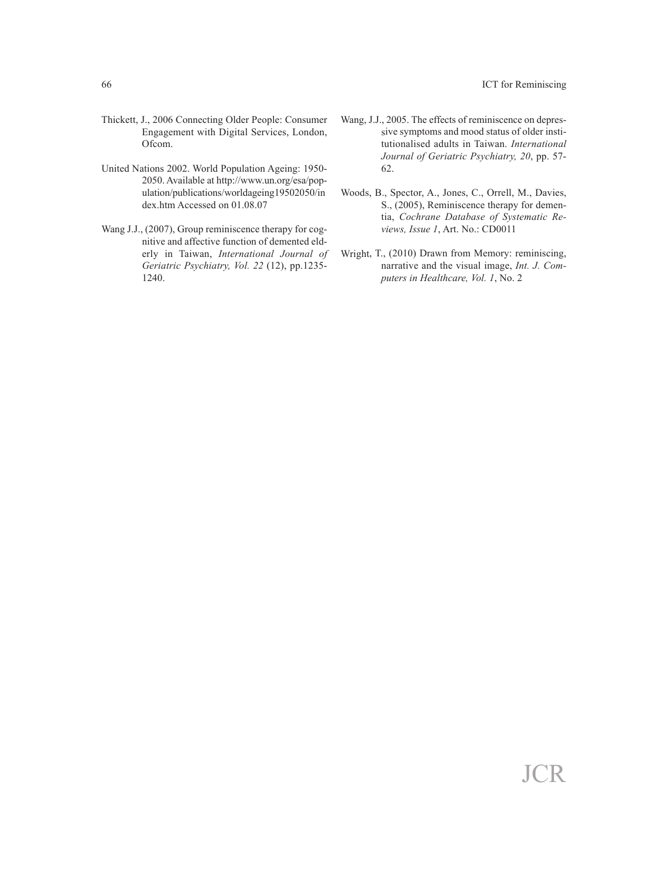Thickett, J., 2006 Connecting Older People: Consumer Engagement with Digital Services, London, Ofcom.

United Nations 2002. World Population Ageing: 1950-2050. Available at http://www.un.org/esa/population/publications/worldageing19502050/index.htm Accessed on 01.08.07

Wang J.J., (2007), Group reminiscence therapy for cognitive and affective function of demented elderly in Taiwan, *International Journal of Geriatric Psychiatry, Vol. 22* (12), pp.1235-1240.

Wang, J.J., 2005. The effects of reminiscence on depressive symptoms and mood status of older institutionalised adults in Taiwan. *International Journal of Geriatric Psychiatry, 20*, pp. 57-62.

Woods, B., Spector, A., Jones, C., Orrell, M., Davies, S., (2005), Reminiscence therapy for dementia, *Cochrane Database of Systematic Reviews, Issue 1*, Art. No.: CD0011

Wright, T., (2010) Drawn from Memory: reminiscing, narrative and the visual image, *Int. J. Computers in Healthcare, Vol. 1*, No. 2